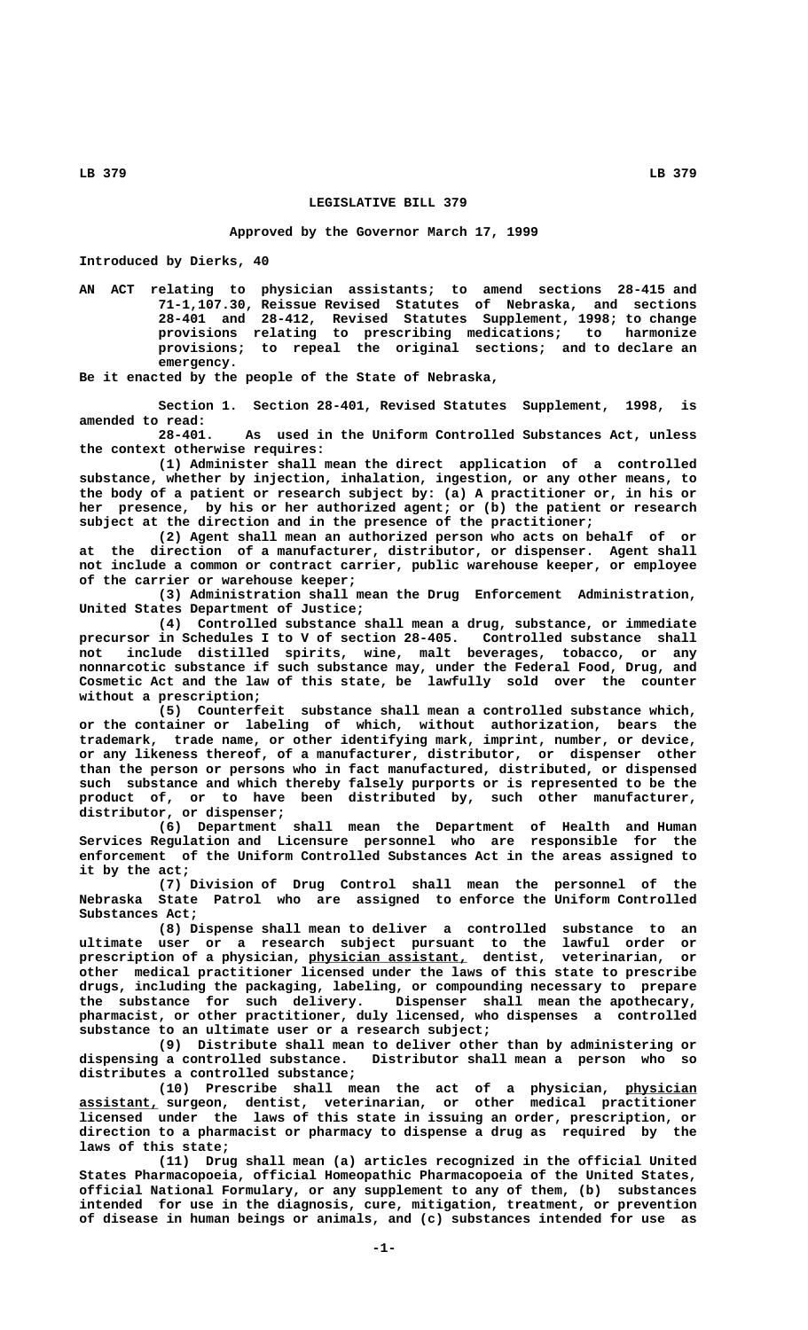# LEGISLATIVE BILL 379

**Approved by the Governor March 17, 1999**

Introduced by Dierks, 40

AN ACT relating to physician assistants; to amend sections 28-415 and 71-1,107.30, Reissue Revised Statutes of Nebraska, and sections 28-401 and 28-412, Revised Statutes Supplement, 1998; to change provisions relating to prescribing medications; to harmonize provisions; to repeal the original sections; and to declare an emergency.

Be it enacted by the people of the State of Nebraska,

Section 1. Section 28-401, Revised Statutes Supplement, 1998, is amended to read:

28-401. As used in the Uniform Controlled Substances Act, unless the context otherwise requires:

(1) Administer shall mean the direct application of a controlled substance, whether by injection, inhalation, ingestion, or any other means, to the body of a patient or research subject by: (a) A practitioner or, in his or her presence, by his or her authorized agent; or (b) the patient or research subject at the direction and in the presence of the practitioner;

(2) Agent shall mean an authorized person who acts on behalf of or at the direction of a manufacturer, distributor, or dispenser. Agent shall not include a common or contract carrier, public warehouse keeper, or employee of the carrier or warehouse keeper;

(3) Administration shall mean the Drug Enforcement Administration, United States Department of Justice;

(4) Controlled substance shall mean a drug, substance, or immediate precursor in Schedules I to V of section 28-405. Controlled substance shall not include distilled spirits, wine, malt beverages, tobacco, or any nonnarcotic substance if such substance may, under the Federal Food, Drug, and Cosmetic Act and the law of this state, be lawfully sold over the counter without a prescription;

(5) Counterfeit substance shall mean a controlled substance which, or the container or labeling of which, without authorization, bears the trademark, trade name, or other identifying mark, imprint, number, or device, or any likeness thereof, of a manufacturer, distributor, or dispenser other than the person or persons who in fact manufactured, distributed, or dispensed such substance and which thereby falsely purports or is represented to be the product of, or to have been distributed by, such other manufacturer, distributor, or dispenser;

(6) Department shall mean the Department of Health and Human Services Regulation and Licensure personnel who are responsible for the enforcement of the Uniform Controlled Substances Act in the areas assigned to it by the act;

(7) Division of Drug Control shall mean the personnel of the Nebraska State Patrol who are assigned to enforce the Uniform Controlled Substances Act;

(8) Dispense shall mean to deliver a controlled substance to an ultimate user or a research subject pursuant to the lawful order or prescription of a physician, physician assistant, dentist, veterinarian, or other medical practitioner licensed under the laws of this state to prescribe drugs, including the packaging, labeling, or compounding necessary to prepare the substance for such delivery. Dispenser shall mean the apothecary, pharmacist, or other practitioner, duly licensed, who dispenses a controlled substance to an ultimate user or a research subject;

(9) Distribute shall mean to deliver other than by administering or dispensing a controlled substance. Distributor shall mean a person who so distributes a controlled substance;

(10) Prescribe shall mean the act of a physician, physician assistant, surgeon, dentist, veterinarian, or other medical practitioner licensed under the laws of this state in issuing an order, prescription, or direction to a pharmacist or pharmacy to dispense a drug as required by the laws of this state;

(11) Drug shall mean (a) articles recognized in the official United States Pharmacopoeia, official Homeopathic Pharmacopoeia of the United States, official National Formulary, or any supplement to any of them, (b) substances intended for use in the diagnosis, cure, mitigation, treatment, or prevention of disease in human beings or animals, and (c) substances intended for use as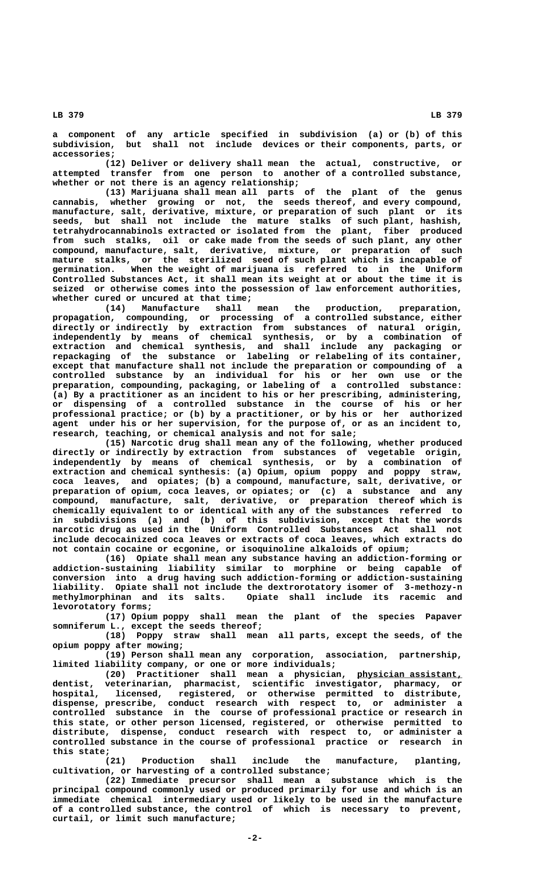a component of any article specified in subdivision (a) or (b) of this subdivision, but shall not include devices or their components, parts, or accessories;

(12) Deliver or delivery shall mean the actual, constructive, or attempted transfer from one person to another of a controlled substance, whether or not there is an agency relationship;

(13) Marijuana shall mean all parts of the plant of the genus cannabis, whether growing or not, the seeds thereof, and every compound, manufacture, salt, derivative, mixture, or preparation of such plant or its seeds, but shall not include the mature stalks of such plant, hashish, tetrahydrocannabinols extracted or isolated from the plant, fiber produced from such stalks, oil or cake made from the seeds of such plant, any other compound, manufacture, salt, derivative, mixture, or preparation of such mature stalks, or the sterilized seed of such plant which is incapable of germination. When the weight of marijuana is referred to in the Uniform Controlled Substances Act, it shall mean its weight at or about the time it is seized or otherwise comes into the possession of law enforcement authorities, whether cured or uncured at that time;

(14) Manufacture shall mean the production, preparation, propagation, compounding, or processing of a controlled substance, either directly or indirectly by extraction from substances of natural origin, independently by means of chemical synthesis, or by a combination of extraction and chemical synthesis, and shall include any packaging or repackaging of the substance or labeling or relabeling of its container, except that manufacture shall not include the preparation or compounding of a controlled substance by an individual for his or her own use or the preparation, compounding, packaging, or labeling of a controlled substance: (a) By a practitioner as an incident to his or her prescribing, administering, or dispensing of a controlled substance in the course of his or her professional practice; or (b) by a practitioner, or by his or her authorized agent under his or her supervision, for the purpose of, or as an incident to, research, teaching, or chemical analysis and not for sale;

(15) Narcotic drug shall mean any of the following, whether produced directly or indirectly by extraction from substances of vegetable origin, independently by means of chemical synthesis, or by a combination of extraction and chemical synthesis: (a) Opium, opium poppy and poppy straw, coca leaves, and opiates; (b) a compound, manufacture, salt, derivative, or preparation of opium, coca leaves, or opiates; or (c) a substance and any compound, manufacture, salt, derivative, or preparation thereof which is chemically equivalent to or identical with any of the substances referred to in subdivisions (a) and (b) of this subdivision, except that the words narcotic drug as used in the Uniform Controlled Substances Act shall not include decocainized coca leaves or extracts of coca leaves, which extracts do not contain cocaine or ecgonine, or isoquinoline alkaloids of opium;

(16) Opiate shall mean any substance having an addiction-forming or addiction-sustaining liability similar to morphine or being capable of conversion into a drug having such addiction-forming or addiction-sustaining liability. Opiate shall not include the dextrorotatory isomer of 3-methozy-n methylmorphinan and its salts. Opiate shall include its racemic and levorotatory forms;

(17) Opium poppy shall mean the plant of the species Papaver somniferum L., except the seeds thereof;

(18) Poppy straw shall mean all parts, except the seeds, of the opium poppy after mowing;

(19) Person shall mean any corporation, association, partnership, limited liability company, or one or more individuals;

(20) Practitioner shall mean a physician, physician assistant, dentist, veterinarian, pharmacist, scientific investigator, pharmacy, or hospital, licensed, registered, or otherwise permitted to distribute, dispense, prescribe, conduct research with respect to, or administer a controlled substance in the course of professional practice or research in this state, or other person licensed, registered, or otherwise permitted to distribute, dispense, conduct research with respect to, or administer a controlled substance in the course of professional practice or research in this state;

(21) Production shall include the manufacture, planting, cultivation, or harvesting of a controlled substance;

(22) Immediate precursor shall mean a substance which is the principal compound commonly used or produced primarily for use and which is an immediate chemical intermediary used or likely to be used in the manufacture of a controlled substance, the control of which is necessary to prevent, curtail, or limit such manufacture;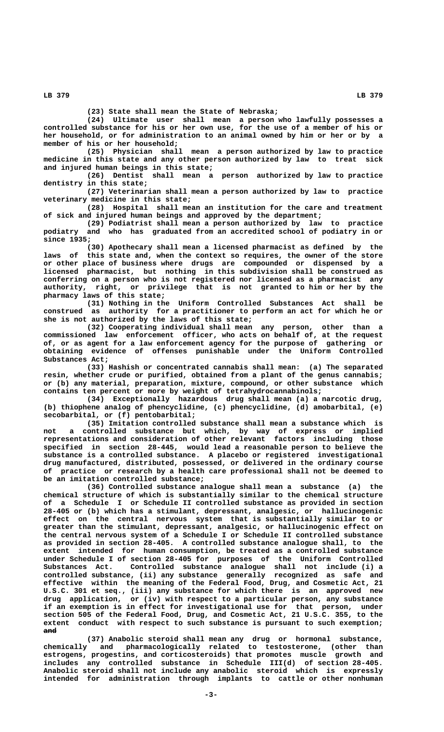(23) State shall mean the State of Nebraska;

(24) Ultimate user shall mean a person who lawfully possesses a controlled substance for his or her own use, for the use of a member of his or her household, or for administration to an animal owned by him or her or by a member of his or her household;

(25) Physician shall mean a person authorized by law to practice medicine in this state and any other person authorized by law to treat sick and injured human beings in this state;

(26) Dentist shall mean a person authorized by law to practice dentistry in this state;

(27) Veterinarian shall mean a person authorized by law to practice veterinary medicine in this state;

(28) Hospital shall mean an institution for the care and treatment of sick and injured human beings and approved by the department;

(29) Podiatrist shall mean a person authorized by law to practice podiatry and who has graduated from an accredited school of podiatry in or since 1935;

(30) Apothecary shall mean a licensed pharmacist as defined by the laws of this state and, when the context so requires, the owner of the store or other place of business where drugs are compounded or dispensed by a licensed pharmacist, but nothing in this subdivision shall be construed as conferring on a person who is not registered nor licensed as a pharmacist any authority, right, or privilege that is not granted to him or her by the pharmacy laws of this state;

(31) Nothing in the Uniform Controlled Substances Act shall be construed as authority for a practitioner to perform an act for which he or she is not authorized by the laws of this state;

(32) Cooperating individual shall mean any person, other than a commissioned law enforcement officer, who acts on behalf of, at the request of, or as agent for a law enforcement agency for the purpose of gathering or obtaining evidence of offenses punishable under the Uniform Controlled Substances Act;

(33) Hashish or concentrated cannabis shall mean: (a) The separated resin, whether crude or purified, obtained from a plant of the genus cannabis; or (b) any material, preparation, mixture, compound, or other substance which contains ten percent or more by weight of tetrahydrocannabinols;

(34) Exceptionally hazardous drug shall mean (a) a narcotic drug, (b) thiophene analog of phencyclidine, (c) phencyclidine, (d) amobarbital, (e) secobarbital, or (f) pentobarbital;

(35) Imitation controlled substance shall mean a substance which is not a controlled substance but which, by way of express or implied representations and consideration of other relevant factors including those specified in section 28-445, would lead a reasonable person to believe the substance is a controlled substance. A placebo or registered investigational drug manufactured, distributed, possessed, or delivered in the ordinary course of practice or research by a health care professional shall not be deemed to be an imitation controlled substance;

(36) Controlled substance analogue shall mean a substance (a) the chemical structure of which is substantially similar to the chemical structure of a Schedule I or Schedule II controlled substance as provided in section 28-405 or (b) which has a stimulant, depressant, analgesic, or hallucinogenic effect on the central nervous system that is substantially similar to or greater than the stimulant, depressant, analgesic, or hallucinogenic effect on the central nervous system of a Schedule I or Schedule II controlled substance as provided in section 28-405. A controlled substance analogue shall, to the extent intended for human consumption, be treated as a controlled substance under Schedule I of section 28-405 for purposes of the Uniform Controlled Substances Act. Controlled substance analogue shall not include (i) a controlled substance, (ii) any substance generally recognized as safe and effective within the meaning of the Federal Food, Drug, and Cosmetic Act, 21 U.S.C. 301 et seq., (iii) any substance for which there is an approved new drug application, or (iv) with respect to a particular person, any substance if an exemption is in effect for investigational use for that person, under section 505 of the Federal Food, Drug, and Cosmetic Act, 21 U.S.C. 355, to the extent conduct with respect to such substance is pursuant to such exemption; ~~and~~

(37) Anabolic steroid shall mean any drug or hormonal substance, chemically and pharmacologically related to testosterone, (other than estrogens, progestins, and corticosteroids) that promotes muscle growth and includes any controlled substance in Schedule III(d) of section 28-405. Anabolic steroid shall not include any anabolic steroid which is expressly intended for administration through implants to cattle or other nonhuman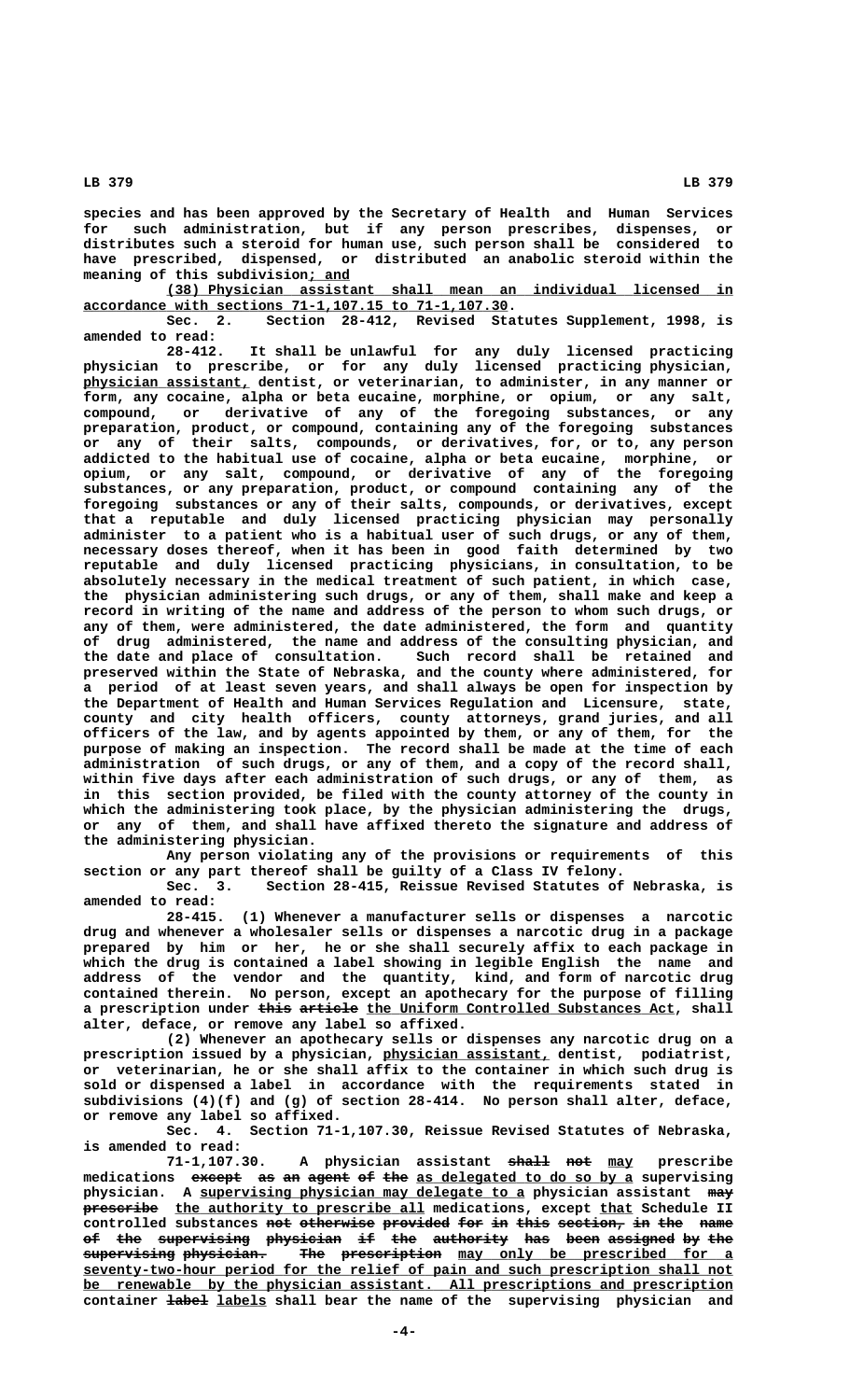species and has been approved by the Secretary of Health and Human Services for such administration, but if any person prescribes, dispenses, or distributes such a steroid for human use, such person shall be considered to have prescribed, dispensed, or distributed an anabolic steroid within the meaning of this subdivision; and

(38) Physician assistant shall mean an individual licensed in accordance with sections 71-1,107.15 to 71-1,107.30.

Sec. 2. Section 28-412, Revised Statutes Supplement, 1998, is amended to read:

28-412. It shall be unlawful for any duly licensed practicing physician to prescribe, or for any duly licensed practicing physician, physician assistant, dentist, or veterinarian, to administer, in any manner or form, any cocaine, alpha or beta eucaine, morphine, or opium, or any salt, compound, or derivative of any of the foregoing substances, or any preparation, product, or compound, containing any of the foregoing substances or any of their salts, compounds, or derivatives, for, or to, any person addicted to the habitual use of cocaine, alpha or beta eucaine, morphine, or opium, or any salt, compound, or derivative of any of the foregoing substances, or any preparation, product, or compound containing any of the foregoing substances or any of their salts, compounds, or derivatives, except that a reputable and duly licensed practicing physician may personally administer to a patient who is a habitual user of such drugs, or any of them, necessary doses thereof, when it has been in good faith determined by two reputable and duly licensed practicing physicians, in consultation, to be absolutely necessary in the medical treatment of such patient, in which case, the physician administering such drugs, or any of them, shall make and keep a record in writing of the name and address of the person to whom such drugs, or any of them, were administered, the date administered, the form and quantity of drug administered, the name and address of the consulting physician, and the date and place of consultation. Such record shall be retained and preserved within the State of Nebraska, and the county where administered, for a period of at least seven years, and shall always be open for inspection by the Department of Health and Human Services Regulation and Licensure, state, county and city health officers, county attorneys, grand juries, and all officers of the law, and by agents appointed by them, or any of them, for the purpose of making an inspection. The record shall be made at the time of each administration of such drugs, or any of them, and a copy of the record shall, within five days after each administration of such drugs, or any of them, as in this section provided, be filed with the county attorney of the county in which the administering took place, by the physician administering the drugs, or any of them, and shall have affixed thereto the signature and address of the administering physician.

Any person violating any of the provisions or requirements of this section or any part thereof shall be guilty of a Class IV felony.

Sec. 3. Section 28-415, Reissue Revised Statutes of Nebraska, is amended to read:

28-415. (1) Whenever a manufacturer sells or dispenses a narcotic drug and whenever a wholesaler sells or dispenses a narcotic drug in a package prepared by him or her, he or she shall securely affix to each package in which the drug is contained a label showing in legible English the name and address of the vendor and the quantity, kind, and form of narcotic drug contained therein. No person, except an apothecary for the purpose of filling a prescription under ~~this article~~ the Uniform Controlled Substances Act, shall alter, deface, or remove any label so affixed.

(2) Whenever an apothecary sells or dispenses any narcotic drug on a prescription issued by a physician, physician assistant, dentist, podiatrist, or veterinarian, he or she shall affix to the container in which such drug is sold or dispensed a label in accordance with the requirements stated in subdivisions (4)(f) and (g) of section 28-414. No person shall alter, deface, or remove any label so affixed.

Sec. 4. Section 71-1,107.30, Reissue Revised Statutes of Nebraska, is amended to read:

71-1,107.30. A physician assistant ~~shall not~~ may prescribe medications ~~except as an agent of the~~ as delegated to do so by a supervising physician. A supervising physician may delegate to a physician assistant ~~may prescribe~~ the authority to prescribe all medications, except that Schedule II controlled substances ~~not otherwise provided for in this section, in the name of the supervising physician if the authority has been assigned by the supervising physician. The prescription~~ may only be prescribed for a seventy-two-hour period for the relief of pain and such prescription shall not be renewable by the physician assistant. All prescriptions and prescription container ~~label~~ labels shall bear the name of the supervising physician and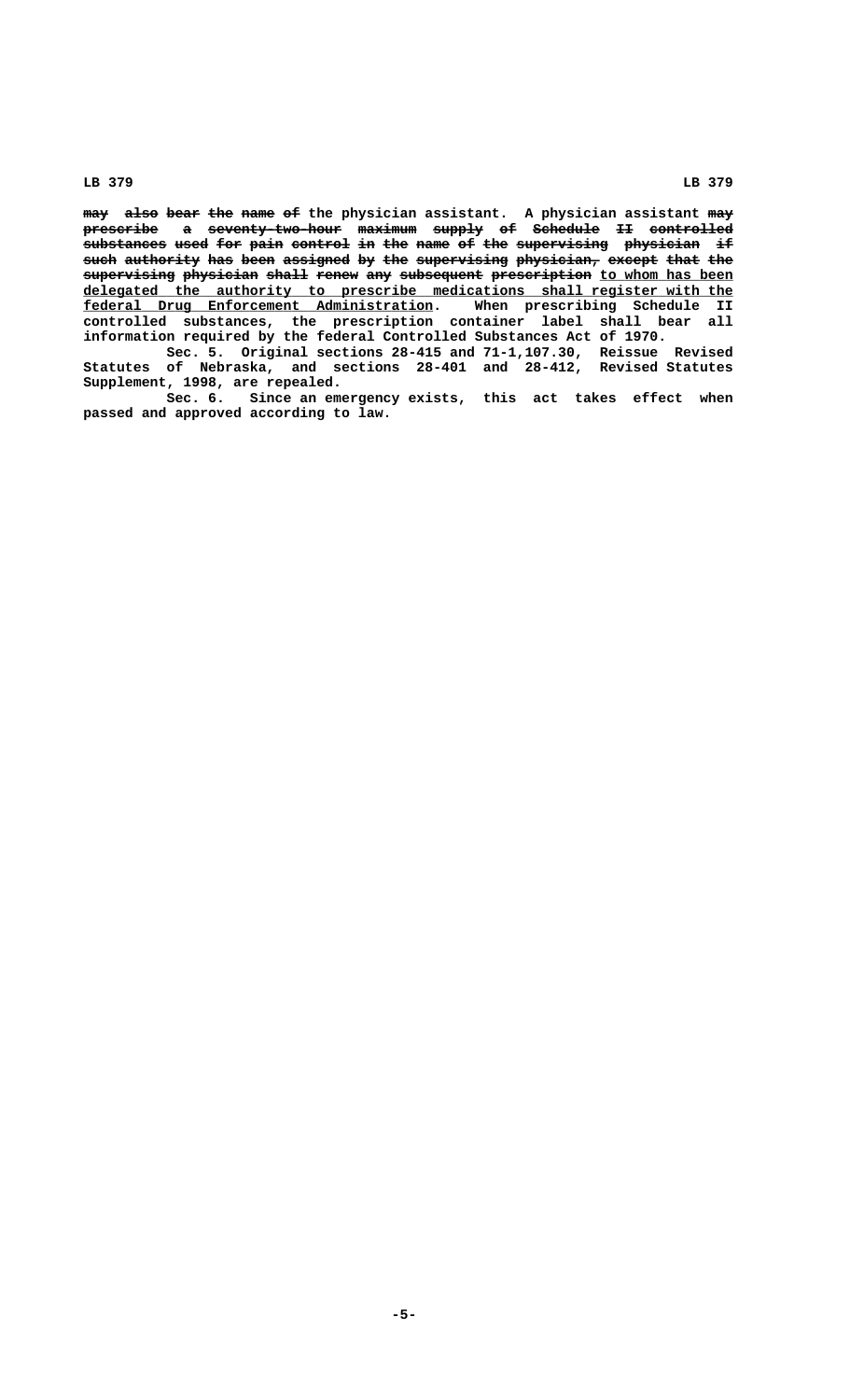~~may also bear the name of~~ the physician assistant. A physician assistant ~~may prescribe a seventy-two-hour maximum supply of Schedule II controlled substances used for pain control in the name of the supervising physician if such authority has been assigned by the supervising physician, except that the supervising physician shall renew any subsequent prescription~~ <u>to whom has been delegated the authority to prescribe medications shall register with the federal Drug Enforcement Administration</u>. When prescribing Schedule II controlled substances, the prescription container label shall bear all information required by the federal Controlled Substances Act of 1970.

Sec. 5. Original sections 28-415 and 71-1,107.30, Reissue Revised Statutes of Nebraska, and sections 28-401 and 28-412, Revised Statutes Supplement, 1998, are repealed.

Sec. 6. Since an emergency exists, this act takes effect when passed and approved according to law.